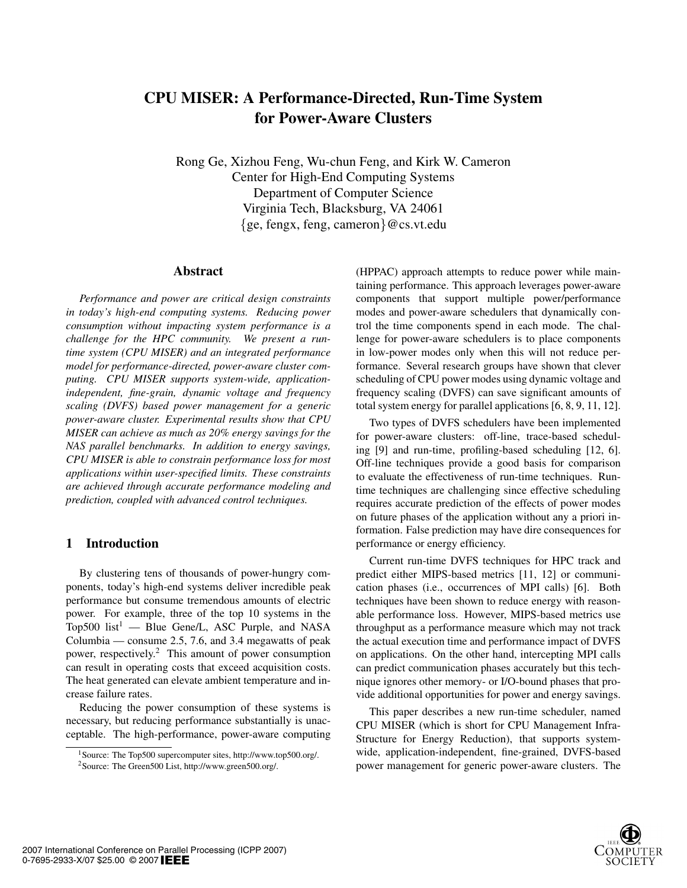# CPU MISER: A Performance-Directed, Run-Time System for Power-Aware Clusters

Rong Ge, Xizhou Feng, Wu-chun Feng, and Kirk W. Cameron
Center for High-End Computing Systems
Department of Computer Science
Virginia Tech, Blacksburg, VA 24061
{ge, fengx, feng, cameron}@cs.vt.edu

## Abstract

*Performance and power are critical design constraints in today's high-end computing systems. Reducing power consumption without impacting system performance is a challenge for the HPC community. We present a run-time system (CPU MISER) and an integrated performance model for performance-directed, power-aware cluster computing. CPU MISER supports system-wide, application-independent, fine-grain, dynamic voltage and frequency scaling (DVFS) based power management for a generic power-aware cluster. Experimental results show that CPU MISER can achieve as much as 20% energy savings for the NAS parallel benchmarks. In addition to energy savings, CPU MISER is able to constrain performance loss for most applications within user-specified limits. These constraints are achieved through accurate performance modeling and prediction, coupled with advanced control techniques.*

## 1 Introduction

By clustering tens of thousands of power-hungry components, today's high-end systems deliver incredible peak performance but consume tremendous amounts of electric power. For example, three of the top 10 systems in the Top500 list[1] — Blue Gene/L, ASC Purple, and NASA Columbia — consume 2.5, 7.6, and 3.4 megawatts of peak power, respectively.[2] This amount of power consumption can result in operating costs that exceed acquisition costs. The heat generated can elevate ambient temperature and increase failure rates.

Reducing the power consumption of these systems is necessary, but reducing performance substantially is unacceptable. The high-performance, power-aware computing (HPPAC) approach attempts to reduce power while maintaining performance. This approach leverages power-aware components that support multiple power/performance modes and power-aware schedulers that dynamically control the time components spend in each mode. The challenge for power-aware schedulers is to place components in low-power modes only when this will not reduce performance. Several research groups have shown that clever scheduling of CPU power modes using dynamic voltage and frequency scaling (DVFS) can save significant amounts of total system energy for parallel applications [6, 8, 9, 11, 12].

Two types of DVFS schedulers have been implemented for power-aware clusters: off-line, trace-based scheduling [9] and run-time, profiling-based scheduling [12, 6]. Off-line techniques provide a good basis for comparison to evaluate the effectiveness of run-time techniques. Run-time techniques are challenging since effective scheduling requires accurate prediction of the effects of power modes on future phases of the application without any a priori information. False prediction may have dire consequences for performance or energy efficiency.

Current run-time DVFS techniques for HPC track and predict either MIPS-based metrics [11, 12] or communication phases (i.e., occurrences of MPI calls) [6]. Both techniques have been shown to reduce energy with reasonable performance loss. However, MIPS-based metrics use throughput as a performance measure which may not track the actual execution time and performance impact of DVFS on applications. On the other hand, intercepting MPI calls can predict communication phases accurately but this technique ignores other memory- or I/O-bound phases that provide additional opportunities for power and energy savings.

This paper describes a new run-time scheduler, named CPU MISER (which is short for CPU Management InfraStructure for Energy Reduction), that supports system-wide, application-independent, fine-grained, DVFS-based power management for generic power-aware clusters. The

[1] Source: The Top500 supercomputer sites, http://www.top500.org/.

[2] Source: The Green500 List, http://www.green500.org/.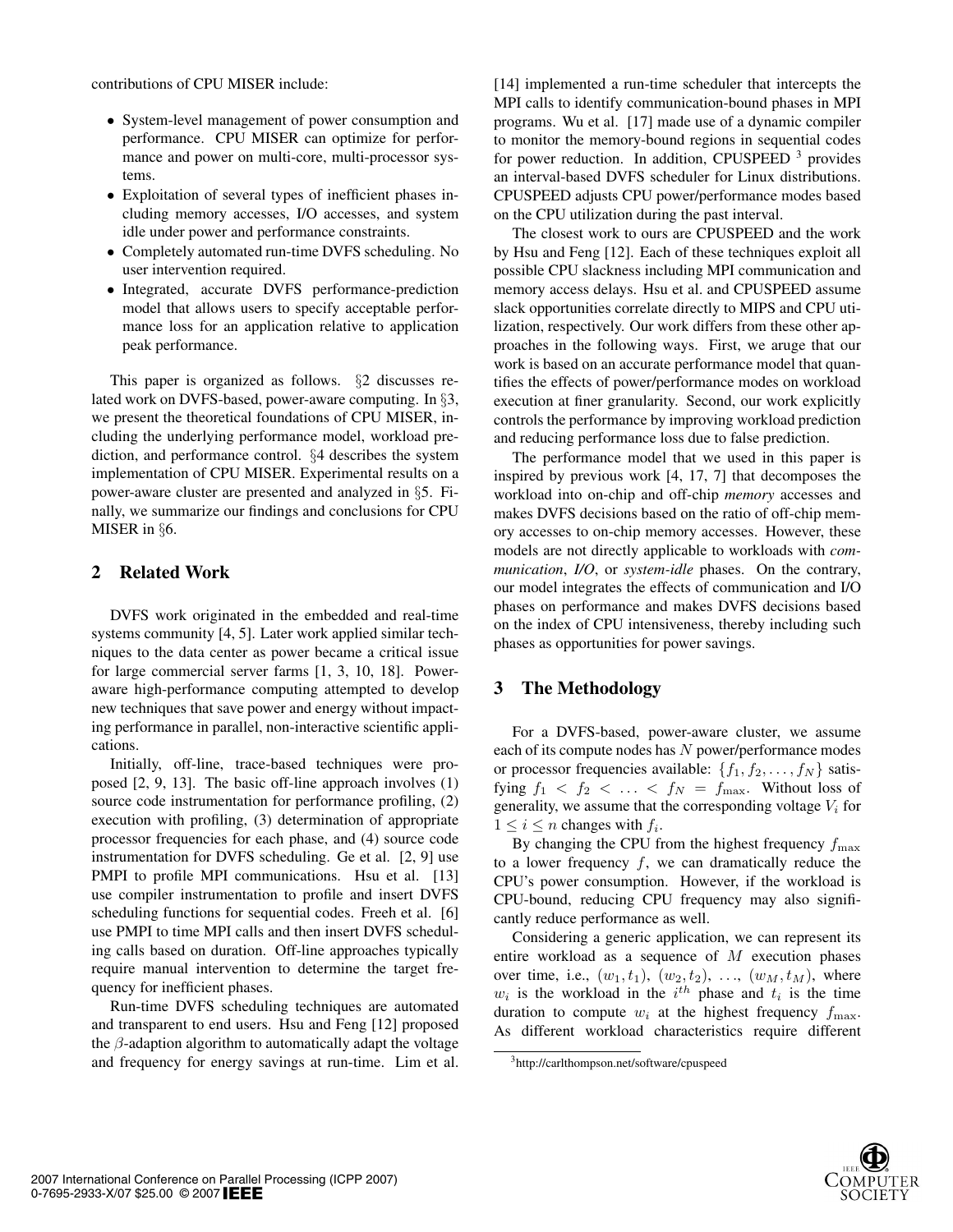contributions of CPU MISER include:

- System-level management of power consumption and performance. CPU MISER can optimize for performance and power on multi-core, multi-processor systems.
- Exploitation of several types of inefficient phases including memory accesses, I/O accesses, and system idle under power and performance constraints.
- Completely automated run-time DVFS scheduling. No user intervention required.
- Integrated, accurate DVFS performance-prediction model that allows users to specify acceptable performance loss for an application relative to application peak performance.

This paper is organized as follows. §2 discusses related work on DVFS-based, power-aware computing. In §3, we present the theoretical foundations of CPU MISER, including the underlying performance model, workload prediction, and performance control. §4 describes the system implementation of CPU MISER. Experimental results on a power-aware cluster are presented and analyzed in §5. Finally, we summarize our findings and conclusions for CPU MISER in §6.

## 2 Related Work

DVFS work originated in the embedded and real-time systems community [4, 5]. Later work applied similar techniques to the data center as power became a critical issue for large commercial server farms [1, 3, 10, 18]. Power-aware high-performance computing attempted to develop new techniques that save power and energy without impacting performance in parallel, non-interactive scientific applications.

Initially, off-line, trace-based techniques were proposed [2, 9, 13]. The basic off-line approach involves (1) source code instrumentation for performance profiling, (2) execution with profiling, (3) determination of appropriate processor frequencies for each phase, and (4) source code instrumentation for DVFS scheduling. Ge et al. [2, 9] use PMPI to profile MPI communications. Hsu et al. [13] use compiler instrumentation to profile and insert DVFS scheduling functions for sequential codes. Freeh et al. [6] use PMPI to time MPI calls and then insert DVFS scheduling calls based on duration. Off-line approaches typically require manual intervention to determine the target frequency for inefficient phases.

Run-time DVFS scheduling techniques are automated and transparent to end users. Hsu and Feng [12] proposed the $\beta$-adaption algorithm to automatically adapt the voltage and frequency for energy savings at run-time. Lim et al. [14] implemented a run-time scheduler that intercepts the MPI calls to identify communication-bound phases in MPI programs. Wu et al. [17] made use of a dynamic compiler to monitor the memory-bound regions in sequential codes for power reduction. In addition, CPUSPEED [3] provides an interval-based DVFS scheduler for Linux distributions. CPUSPEED adjusts CPU power/performance modes based on the CPU utilization during the past interval.

The closest work to ours are CPUSPEED and the work by Hsu and Feng [12]. Each of these techniques exploit all possible CPU slackness including MPI communication and memory access delays. Hsu et al. and CPUSPEED assume slack opportunities correlate directly to MIPS and CPU utilization, respectively. Our work differs from these other approaches in the following ways. First, we aruge that our work is based on an accurate performance model that quantifies the effects of power/performance modes on workload execution at finer granularity. Second, our work explicitly controls the performance by improving workload prediction and reducing performance loss due to false prediction.

The performance model that we used in this paper is inspired by previous work [4, 17, 7] that decomposes the workload into on-chip and off-chip *memory* accesses and makes DVFS decisions based on the ratio of off-chip memory accesses to on-chip memory accesses. However, these models are not directly applicable to workloads with *communication*, *I/O*, or *system-idle* phases. On the contrary, our model integrates the effects of communication and I/O phases on performance and makes DVFS decisions based on the index of CPU intensiveness, thereby including such phases as opportunities for power savings.

## 3 The Methodology

For a DVFS-based, power-aware cluster, we assume each of its compute nodes has $N$ power/performance modes or processor frequencies available: $\{f_1, f_2, \ldots, f_N\}$ satisfying $f_1 < f_2 < \ldots < f_N = f_{\max}$. Without loss of generality, we assume that the corresponding voltage $V_i$ for $1 \leq i \leq n$ changes with $f_i$.

By changing the CPU from the highest frequency $f_{\max}$ to a lower frequency $f$, we can dramatically reduce the CPU's power consumption. However, if the workload is CPU-bound, reducing CPU frequency may also significantly reduce performance as well.

Considering a generic application, we can represent its entire workload as a sequence of $M$ execution phases over time, i.e., $(w_1, t_1)$, $(w_2, t_2)$, ..., $(w_M, t_M)$, where $w_i$ is the workload in the $i^{th}$ phase and $t_i$ is the time duration to compute $w_i$ at the highest frequency $f_{\max}$. As different workload characteristics require different

[3] http://carlthompson.net/software/cpuspeed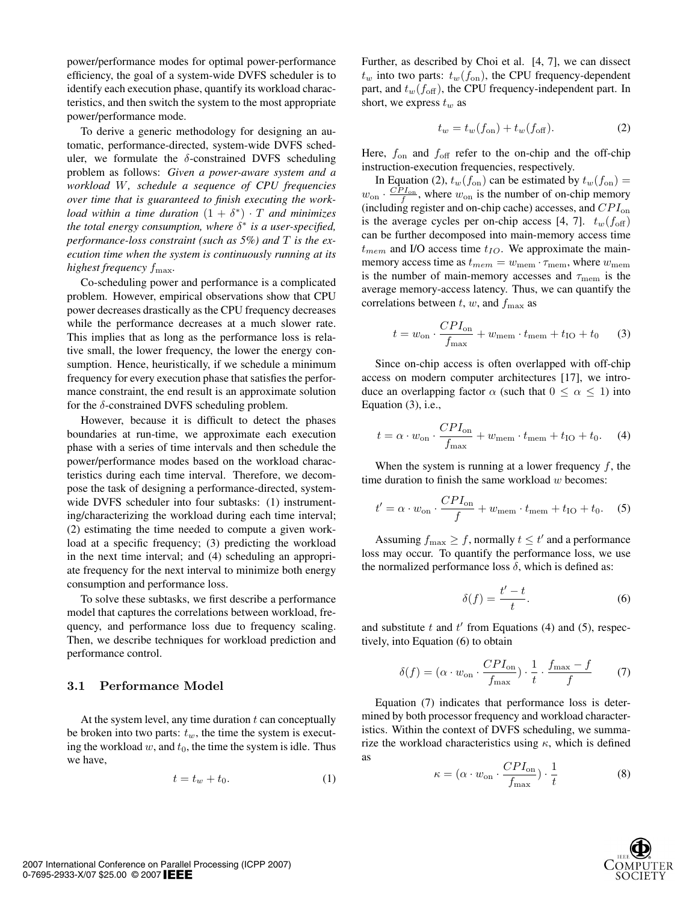power/performance modes for optimal power-performance efficiency, the goal of a system-wide DVFS scheduler is to identify each execution phase, quantify its workload characteristics, and then switch the system to the most appropriate power/performance mode.

To derive a generic methodology for designing an automatic, performance-directed, system-wide DVFS scheduler, we formulate the $\delta$-constrained DVFS scheduling problem as follows: ***Given a power-aware system and a workload $W$, schedule a sequence of CPU frequencies over time that is guaranteed to finish executing the workload within a time duration $(1 + \delta^*) \cdot T$ and minimizes the total energy consumption, where $\delta^*$ is a user-specified, performance-loss constraint (such as 5%) and $T$ is the execution time when the system is continuously running at its highest frequency $f_{\max}$.***

Co-scheduling power and performance is a complicated problem. However, empirical observations show that CPU power decreases drastically as the CPU frequency decreases while the performance decreases at a much slower rate. This implies that as long as the performance loss is relative small, the lower frequency, the lower the energy consumption. Hence, heuristically, if we schedule a minimum frequency for every execution phase that satisfies the performance constraint, the end result is an approximate solution for the $\delta$-constrained DVFS scheduling problem.

However, because it is difficult to detect the phases boundaries at run-time, we approximate each execution phase with a series of time intervals and then schedule the power/performance modes based on the workload characteristics during each time interval. Therefore, we decompose the task of designing a performance-directed, system-wide DVFS scheduler into four subtasks: (1) instrumenting/characterizing the workload during each time interval; (2) estimating the time needed to compute a given workload at a specific frequency; (3) predicting the workload in the next time interval; and (4) scheduling an appropriate frequency for the next interval to minimize both energy consumption and performance loss.

To solve these subtasks, we first describe a performance model that captures the correlations between workload, frequency, and performance loss due to frequency scaling. Then, we describe techniques for workload prediction and performance control.

### 3.1 Performance Model

At the system level, any time duration $t$ can conceptually be broken into two parts: $t_w$, the time the system is executing the workload $w$, and $t_0$, the time the system is idle. Thus we have,

$$t = t_w + t_0. \tag{1}$$

Further, as described by Choi et al. [4, 7], we can dissect $t_w$ into two parts: $t_w(f_{\text{on}})$, the CPU frequency-dependent part, and $t_w(f_{\text{off}})$, the CPU frequency-independent part. In short, we express $t_w$ as

$$t_w = t_w(f_{\text{on}}) + t_w(f_{\text{off}}). \tag{2}$$

Here, $f_{\text{on}}$ and $f_{\text{off}}$ refer to the on-chip and the off-chip instruction-execution frequencies, respectively.

In Equation (2), $t_w(f_{\text{on}})$ can be estimated by $t_w(f_{\text{on}}) = w_{\text{on}} \cdot \frac{CPI_{\text{on}}}{f}$, where $w_{\text{on}}$ is the number of on-chip memory (including register and on-chip cache) accesses, and $CPI_{\text{on}}$ is the average cycles per on-chip access [4, 7]. $t_w(f_{\text{off}})$ can be further decomposed into main-memory access time $t_{mem}$ and I/O access time $t_{IO}$. We approximate the main-memory access time as $t_{mem} = w_{\text{mem}} \cdot \tau_{\text{mem}}$, where $w_{\text{mem}}$ is the number of main-memory accesses and $\tau_{\text{mem}}$ is the average memory-access latency. Thus, we can quantify the correlations between $t$, $w$, and $f_{\max}$ as

$$t = w_{\text{on}} \cdot \frac{CPI_{\text{on}}}{f_{\max}} + w_{\text{mem}} \cdot t_{\text{mem}} + t_{\text{IO}} + t_0 \tag{3}$$

Since on-chip access is often overlapped with off-chip access on modern computer architectures [17], we introduce an overlapping factor $\alpha$ (such that $0 \leq \alpha \leq 1$) into Equation (3), i.e.,

$$t = \alpha \cdot w_{\text{on}} \cdot \frac{CPI_{\text{on}}}{f_{\max}} + w_{\text{mem}} \cdot t_{\text{mem}} + t_{\text{IO}} + t_0. \tag{4}$$

When the system is running at a lower frequency $f$, the time duration to finish the same workload $w$ becomes:

$$t' = \alpha \cdot w_{\text{on}} \cdot \frac{CPI_{\text{on}}}{f} + w_{\text{mem}} \cdot t_{\text{mem}} + t_{\text{IO}} + t_0. \tag{5}$$

Assuming $f_{\max} \geq f$, normally $t \leq t'$ and a performance loss may occur. To quantify the performance loss, we use the normalized performance loss $\delta$, which is defined as:

$$\delta(f) = \frac{t' - t}{t}. \tag{6}$$

and substitute $t$ and $t'$ from Equations (4) and (5), respectively, into Equation (6) to obtain

$$\delta(f) = (\alpha \cdot w_{\text{on}} \cdot \frac{CPI_{\text{on}}}{f_{\max}}) \cdot \frac{1}{t} \cdot \frac{f_{\max} - f}{f} \tag{7}$$

Equation (7) indicates that performance loss is determined by both processor frequency and workload characteristics. Within the context of DVFS scheduling, we summarize the workload characteristics using $\kappa$, which is defined as

$$\kappa = (\alpha \cdot w_{\text{on}} \cdot \frac{CPI_{\text{on}}}{f_{\max}}) \cdot \frac{1}{t} \tag{8}$$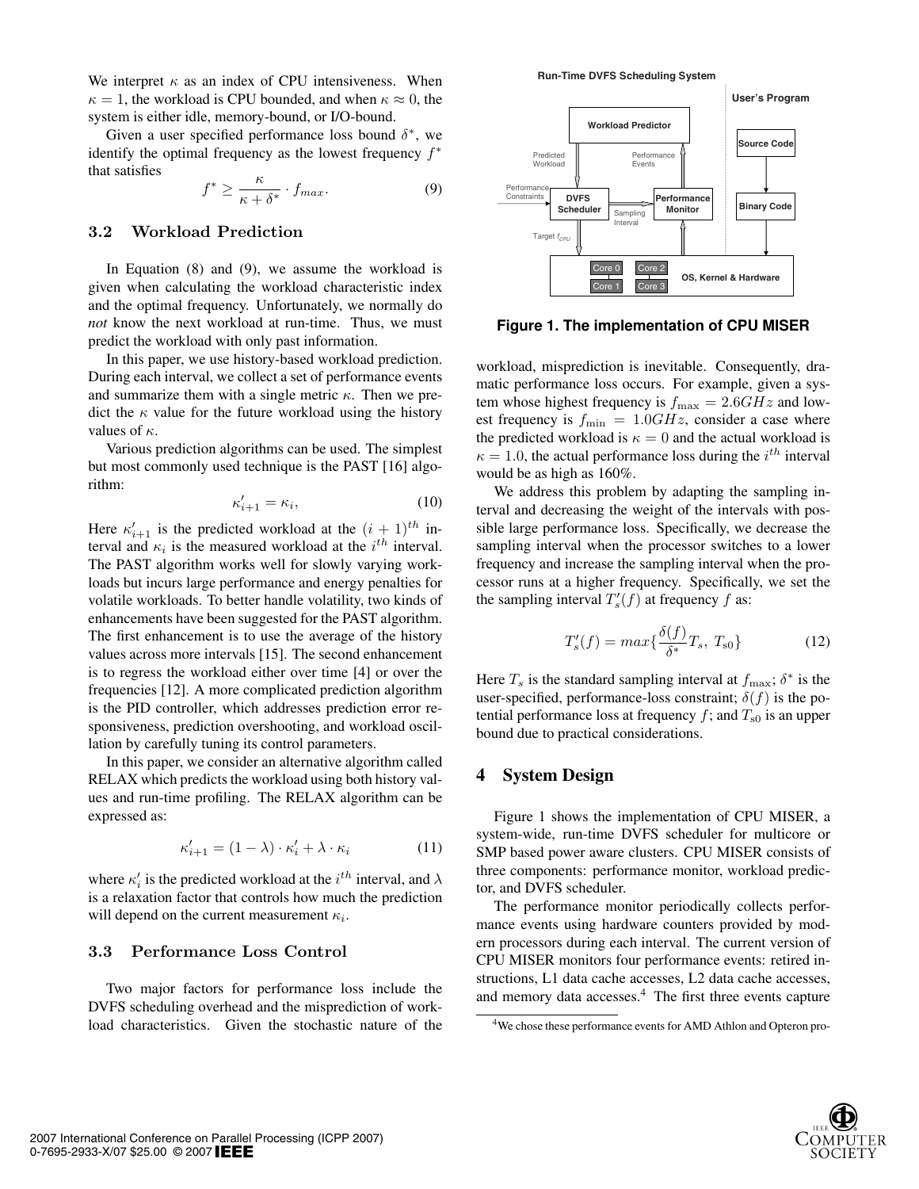We interpret $\kappa$ as an index of CPU intensiveness. When $\kappa = 1$, the workload is CPU bounded, and when $\kappa \approx 0$, the system is either idle, memory-bound, or I/O-bound.

Given a user specified performance loss bound $\delta^*$, we identify the optimal frequency as the lowest frequency $f^*$ that satisfies

$$f^* \geq \frac{\kappa}{\kappa + \delta^*} \cdot f_{max}. \tag{9}$$

### 3.2 Workload Prediction

In Equation (8) and (9), we assume the workload is given when calculating the workload characteristic index and the optimal frequency. Unfortunately, we normally do *not* know the next workload at run-time. Thus, we must predict the workload with only past information.

In this paper, we use history-based workload prediction. During each interval, we collect a set of performance events and summarize them with a single metric $\kappa$. Then we predict the $\kappa$ value for the future workload using the history values of $\kappa$.

Various prediction algorithms can be used. The simplest but most commonly used technique is the PAST [16] algorithm:

$$\kappa'_{i+1} = \kappa_i, \tag{10}$$

Here $\kappa'_{i+1}$ is the predicted workload at the $(i+1)^{th}$ interval and $\kappa_i$ is the measured workload at the $i^{th}$ interval. The PAST algorithm works well for slowly varying workloads but incurs large performance and energy penalties for volatile workloads. To better handle volatility, two kinds of enhancements have been suggested for the PAST algorithm. The first enhancement is to use the average of the history values across more intervals [15]. The second enhancement is to regress the workload either over time [4] or over the frequencies [12]. A more complicated prediction algorithm is the PID controller, which addresses prediction error responsiveness, prediction overshooting, and workload oscillation by carefully tuning its control parameters.

In this paper, we consider an alternative algorithm called RELAX which predicts the workload using both history values and run-time profiling. The RELAX algorithm can be expressed as:

$$\kappa'_{i+1} = (1 - \lambda) \cdot \kappa'_i + \lambda \cdot \kappa_i \tag{11}$$

where $\kappa'_i$ is the predicted workload at the $i^{th}$ interval, and $\lambda$ is a relaxation factor that controls how much the prediction will depend on the current measurement $\kappa_i$.

### 3.3 Performance Loss Control

Two major factors for performance loss include the DVFS scheduling overhead and the misprediction of workload characteristics. Given the stochastic nature of the workload, misprediction is inevitable. Consequently, dramatic performance loss occurs. For example, given a system whose highest frequency is $f_{\max} = 2.6GHz$ and lowest frequency is $f_{\min} = 1.0GHz$, consider a case where the predicted workload is $\kappa = 0$ and the actual workload is $\kappa = 1.0$, the actual performance loss during the $i^{th}$ interval would be as high as 160%.

We address this problem by adapting the sampling interval and decreasing the weight of the intervals with possible large performance loss. Specifically, we decrease the sampling interval when the processor switches to a lower frequency and increase the sampling interval when the processor runs at a higher frequency. Specifically, we set the the sampling interval $T'_s(f)$ at frequency $f$ as:

$$T'_s(f) = max\{\frac{\delta(f)}{\delta^*}T_s,\ T_{s0}\} \tag{12}$$

Here $T_s$ is the standard sampling interval at $f_{\max}$; $\delta^*$ is the user-specified, performance-loss constraint; $\delta(f)$ is the potential performance loss at frequency $f$; and $T_{s0}$ is an upper bound due to practical considerations.

**Run-Time DVFS Scheduling System**

**Figure 1. The implementation of CPU MISER**

## 4 System Design

Figure 1 shows the implementation of CPU MISER, a system-wide, run-time DVFS scheduler for multicore or SMP based power aware clusters. CPU MISER consists of three components: performance monitor, workload predictor, and DVFS scheduler.

The performance monitor periodically collects performance events using hardware counters provided by modern processors during each interval. The current version of CPU MISER monitors four performance events: retired instructions, L1 data cache accesses, L2 data cache accesses, and memory data accesses.[4] The first three events capture

[4] We chose these performance events for AMD Athlon and Opteron pro-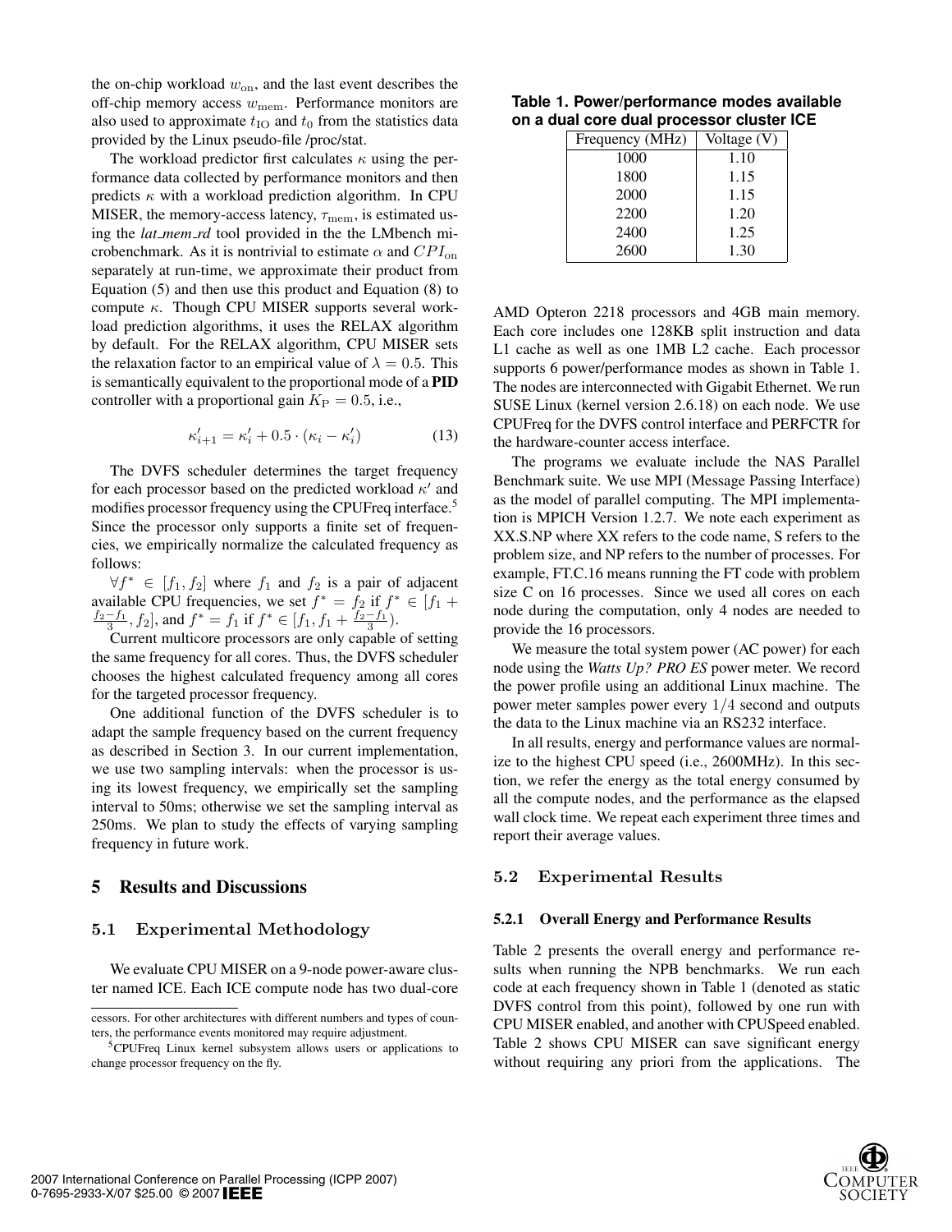the on-chip workload $w_{\mathrm{on}}$, and the last event describes the off-chip memory access $w_{\mathrm{mem}}$. Performance monitors are also used to approximate $t_{\mathrm{IO}}$ and $t_0$ from the statistics data provided by the Linux pseudo-file /proc/stat.

The workload predictor first calculates $\kappa$ using the performance data collected by performance monitors and then predicts $\kappa$ with a workload prediction algorithm. In CPU MISER, the memory-access latency, $\tau_{\mathrm{mem}}$, is estimated using the *lat_mem_rd* tool provided in the the LMbench microbenchmark. As it is nontrivial to estimate $\alpha$ and $CPI_{\mathrm{on}}$ separately at run-time, we approximate their product from Equation (5) and then use this product and Equation (8) to compute $\kappa$. Though CPU MISER supports several workload prediction algorithms, it uses the RELAX algorithm by default. For the RELAX algorithm, CPU MISER sets the relaxation factor to an empirical value of $\lambda = 0.5$. This is semantically equivalent to the proportional mode of a **PID** controller with a proportional gain $K_{\mathrm{P}} = 0.5$, i.e.,

$$\kappa'_{i+1} = \kappa'_i + 0.5 \cdot (\kappa_i - \kappa'_i) \tag{13}$$

The DVFS scheduler determines the target frequency for each processor based on the predicted workload $\kappa'$ and modifies processor frequency using the CPUFreq interface.[5] Since the processor only supports a finite set of frequencies, we empirically normalize the calculated frequency as follows:

$\forall f^* \in [f_1, f_2]$ where $f_1$ and $f_2$ is a pair of adjacent available CPU frequencies, we set $f^* = f_2$ if $f^* \in [f_1 + \frac{f_2 - f_1}{3}, f_2]$, and $f^* = f_1$ if $f^* \in [f_1, f_1 + \frac{f_2 - f_1}{3})$.

Current multicore processors are only capable of setting the same frequency for all cores. Thus, the DVFS scheduler chooses the highest calculated frequency among all cores for the targeted processor frequency.

One additional function of the DVFS scheduler is to adapt the sample frequency based on the current frequency as described in Section 3. In our current implementation, we use two sampling intervals: when the processor is using its lowest frequency, we empirically set the sampling interval to 50ms; otherwise we set the sampling interval as 250ms. We plan to study the effects of varying sampling frequency in future work.

## 5 Results and Discussions

### 5.1 Experimental Methodology

We evaluate CPU MISER on a 9-node power-aware cluster named ICE. Each ICE compute node has two dual-core AMD Opteron 2218 processors and 4GB main memory. Each core includes one 128KB split instruction and data L1 cache as well as one 1MB L2 cache. Each processor supports 6 power/performance modes as shown in Table 1. The nodes are interconnected with Gigabit Ethernet. We run SUSE Linux (kernel version 2.6.18) on each node. We use CPUFreq for the DVFS control interface and PERFCTR for the hardware-counter access interface.

**Table 1. Power/performance modes available on a dual core dual processor cluster ICE**

| Frequency (MHz) | Voltage (V) |
|---|---|
| 1000 | 1.10 |
| 1800 | 1.15 |
| 2000 | 1.15 |
| 2200 | 1.20 |
| 2400 | 1.25 |
| 2600 | 1.30 |

The programs we evaluate include the NAS Parallel Benchmark suite. We use MPI (Message Passing Interface) as the model of parallel computing. The MPI implementation is MPICH Version 1.2.7. We note each experiment as XX.S.NP where XX refers to the code name, S refers to the problem size, and NP refers to the number of processes. For example, FT.C.16 means running the FT code with problem size C on 16 processes. Since we used all cores on each node during the computation, only 4 nodes are needed to provide the 16 processors.

We measure the total system power (AC power) for each node using the *Watts Up? PRO ES* power meter. We record the power profile using an additional Linux machine. The power meter samples power every $1/4$ second and outputs the data to the Linux machine via an RS232 interface.

In all results, energy and performance values are normalize to the highest CPU speed (i.e., 2600MHz). In this section, we refer the energy as the total energy consumed by all the compute nodes, and the performance as the elapsed wall clock time. We repeat each experiment three times and report their average values.

### 5.2 Experimental Results

#### 5.2.1 Overall Energy and Performance Results

Table 2 presents the overall energy and performance results when running the NPB benchmarks. We run each code at each frequency shown in Table 1 (denoted as static DVFS control from this point), followed by one run with CPU MISER enabled, and another with CPUSpeed enabled. Table 2 shows CPU MISER can save significant energy without requiring any priori from the applications. The

cessors. For other architectures with different numbers and types of counters, the performance events monitored may require adjustment.

[5] CPUFreq Linux kernel subsystem allows users or applications to change processor frequency on the fly.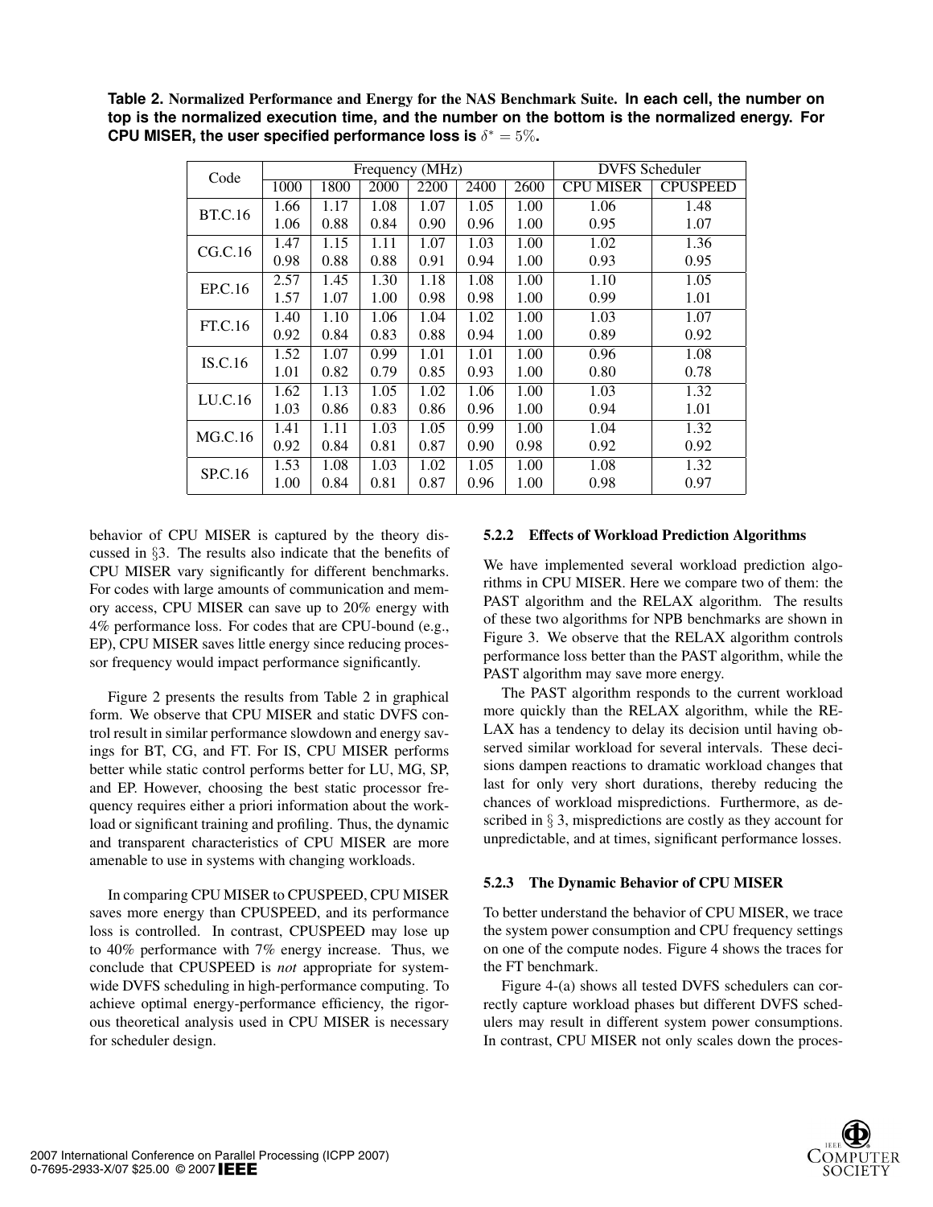**Table 2. Normalized Performance and Energy for the NAS Benchmark Suite. In each cell, the number on top is the normalized execution time, and the number on the bottom is the normalized energy. For CPU MISER, the user specified performance loss is $\delta^* = 5\%$.**

| Code | Frequency (MHz) | | | | | | DVFS Scheduler | |
|---|---|---|---|---|---|---|---|---|
| | 1000 | 1800 | 2000 | 2200 | 2400 | 2600 | CPU MISER | CPUSPEED |
| BT.C.16 | 1.66 | 1.17 | 1.08 | 1.07 | 1.05 | 1.00 | 1.06 | 1.48 |
| | 1.06 | 0.88 | 0.84 | 0.90 | 0.96 | 1.00 | 0.95 | 1.07 |
| CG.C.16 | 1.47 | 1.15 | 1.11 | 1.07 | 1.03 | 1.00 | 1.02 | 1.36 |
| | 0.98 | 0.88 | 0.88 | 0.91 | 0.94 | 1.00 | 0.93 | 0.95 |
| EP.C.16 | 2.57 | 1.45 | 1.30 | 1.18 | 1.08 | 1.00 | 1.10 | 1.05 |
| | 1.57 | 1.07 | 1.00 | 0.98 | 0.98 | 1.00 | 0.99 | 1.01 |
| FT.C.16 | 1.40 | 1.10 | 1.06 | 1.04 | 1.02 | 1.00 | 1.03 | 1.07 |
| | 0.92 | 0.84 | 0.83 | 0.88 | 0.94 | 1.00 | 0.89 | 0.92 |
| IS.C.16 | 1.52 | 1.07 | 0.99 | 1.01 | 1.01 | 1.00 | 0.96 | 1.08 |
| | 1.01 | 0.82 | 0.79 | 0.85 | 0.93 | 1.00 | 0.80 | 0.78 |
| LU.C.16 | 1.62 | 1.13 | 1.05 | 1.02 | 1.06 | 1.00 | 1.03 | 1.32 |
| | 1.03 | 0.86 | 0.83 | 0.86 | 0.96 | 1.00 | 0.94 | 1.01 |
| MG.C.16 | 1.41 | 1.11 | 1.03 | 1.05 | 0.99 | 1.00 | 1.04 | 1.32 |
| | 0.92 | 0.84 | 0.81 | 0.87 | 0.90 | 0.98 | 0.92 | 0.92 |
| SP.C.16 | 1.53 | 1.08 | 1.03 | 1.02 | 1.05 | 1.00 | 1.08 | 1.32 |
| | 1.00 | 0.84 | 0.81 | 0.87 | 0.96 | 1.00 | 0.98 | 0.97 |

behavior of CPU MISER is captured by the theory discussed in §3. The results also indicate that the benefits of CPU MISER vary significantly for different benchmarks. For codes with large amounts of communication and memory access, CPU MISER can save up to 20% energy with 4% performance loss. For codes that are CPU-bound (e.g., EP), CPU MISER saves little energy since reducing processor frequency would impact performance significantly.

Figure 2 presents the results from Table 2 in graphical form. We observe that CPU MISER and static DVFS control result in similar performance slowdown and energy savings for BT, CG, and FT. For IS, CPU MISER performs better while static control performs better for LU, MG, SP, and EP. However, choosing the best static processor frequency requires either a priori information about the workload or significant training and profiling. Thus, the dynamic and transparent characteristics of CPU MISER are more amenable to use in systems with changing workloads.

In comparing CPU MISER to CPUSPEED, CPU MISER saves more energy than CPUSPEED, and its performance loss is controlled. In contrast, CPUSPEED may lose up to 40% performance with 7% energy increase. Thus, we conclude that CPUSPEED is *not* appropriate for system-wide DVFS scheduling in high-performance computing. To achieve optimal energy-performance efficiency, the rigorous theoretical analysis used in CPU MISER is necessary for scheduler design.

#### 5.2.2 Effects of Workload Prediction Algorithms

We have implemented several workload prediction algorithms in CPU MISER. Here we compare two of them: the PAST algorithm and the RELAX algorithm. The results of these two algorithms for NPB benchmarks are shown in Figure 3. We observe that the RELAX algorithm controls performance loss better than the PAST algorithm, while the PAST algorithm may save more energy.

The PAST algorithm responds to the current workload more quickly than the RELAX algorithm, while the RELAX has a tendency to delay its decision until having observed similar workload for several intervals. These decisions dampen reactions to dramatic workload changes that last for only very short durations, thereby reducing the chances of workload mispredictions. Furthermore, as described in § 3, mispredictions are costly as they account for unpredictable, and at times, significant performance losses.

#### 5.2.3 The Dynamic Behavior of CPU MISER

To better understand the behavior of CPU MISER, we trace the system power consumption and CPU frequency settings on one of the compute nodes. Figure 4 shows the traces for the FT benchmark.

Figure 4-(a) shows all tested DVFS schedulers can correctly capture workload phases but different DVFS schedulers may result in different system power consumptions. In contrast, CPU MISER not only scales down the proces-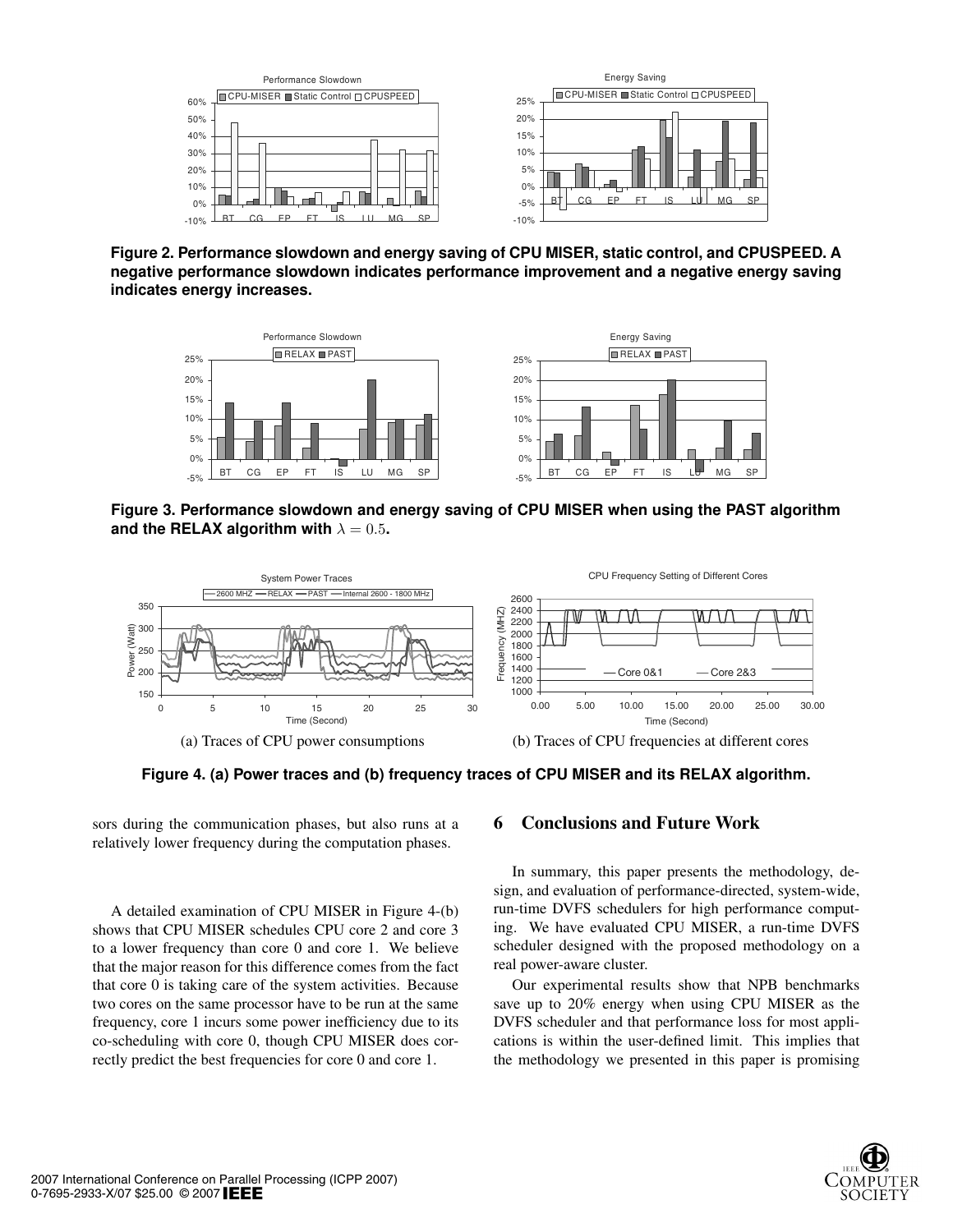Figure 2. Performance slowdown and energy saving of CPU MISER, static control, and CPUSPEED. A negative performance slowdown indicates performance improvement and a negative energy saving indicates energy increases.

Figure 3. Performance slowdown and energy saving of CPU MISER when using the PAST algorithm and the RELAX algorithm with $\lambda = 0.5$.

(a) Traces of CPU power consumptions

(b) Traces of CPU frequencies at different cores

Figure 4. (a) Power traces and (b) frequency traces of CPU MISER and its RELAX algorithm.

sors during the communication phases, but also runs at a relatively lower frequency during the computation phases.

A detailed examination of CPU MISER in Figure 4-(b) shows that CPU MISER schedules CPU core 2 and core 3 to a lower frequency than core 0 and core 1. We believe that the major reason for this difference comes from the fact that core 0 is taking care of the system activities. Because two cores on the same processor have to be run at the same frequency, core 1 incurs some power inefficiency due to its co-scheduling with core 0, though CPU MISER does correctly predict the best frequencies for core 0 and core 1.

## 6 Conclusions and Future Work

In summary, this paper presents the methodology, design, and evaluation of performance-directed, system-wide, run-time DVFS schedulers for high performance computing. We have evaluated CPU MISER, a run-time DVFS scheduler designed with the proposed methodology on a real power-aware cluster.

Our experimental results show that NPB benchmarks save up to 20% energy when using CPU MISER as the DVFS scheduler and that performance loss for most applications is within the user-defined limit. This implies that the methodology we presented in this paper is promising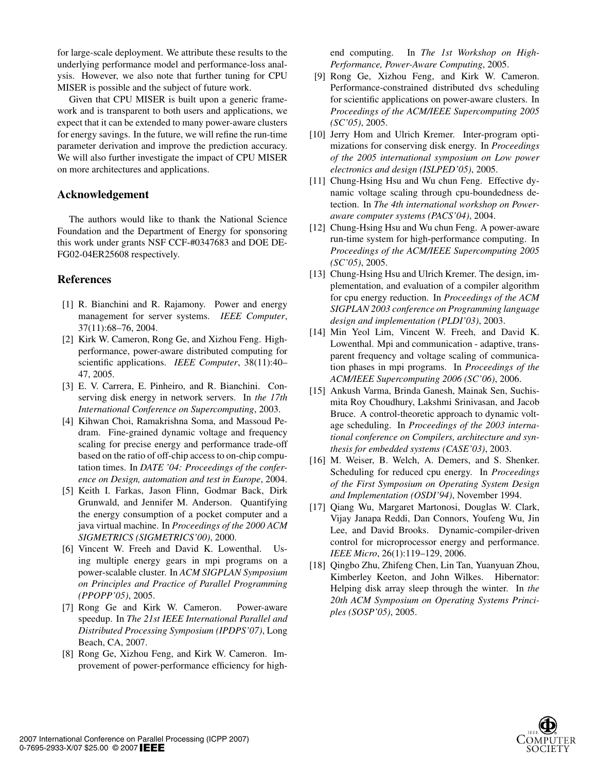for large-scale deployment. We attribute these results to the underlying performance model and performance-loss analysis. However, we also note that further tuning for CPU MISER is possible and the subject of future work.

Given that CPU MISER is built upon a generic framework and is transparent to both users and applications, we expect that it can be extended to many power-aware clusters for energy savings. In the future, we will refine the run-time parameter derivation and improve the prediction accuracy. We will also further investigate the impact of CPU MISER on more architectures and applications.

## Acknowledgement

The authors would like to thank the National Science Foundation and the Department of Energy for sponsoring this work under grants NSF CCF-#0347683 and DOE DE-FG02-04ER25608 respectively.

## References

[1] R. Bianchini and R. Rajamony. Power and energy management for server systems. *IEEE Computer*, 37(11):68–76, 2004.

[2] Kirk W. Cameron, Rong Ge, and Xizhou Feng. High-performance, power-aware distributed computing for scientific applications. *IEEE Computer*, 38(11):40–47, 2005.

[3] E. V. Carrera, E. Pinheiro, and R. Bianchini. Conserving disk energy in network servers. In *the 17th International Conference on Supercomputing*, 2003.

[4] Kihwan Choi, Ramakrishna Soma, and Massoud Pedram. Fine-grained dynamic voltage and frequency scaling for precise energy and performance trade-off based on the ratio of off-chip access to on-chip computation times. In *DATE '04: Proceedings of the conference on Design, automation and test in Europe*, 2004.

[5] Keith I. Farkas, Jason Flinn, Godmar Back, Dirk Grunwald, and Jennifer M. Anderson. Quantifying the energy consumption of a pocket computer and a java virtual machine. In *Proceedings of the 2000 ACM SIGMETRICS (SIGMETRICS'00)*, 2000.

[6] Vincent W. Freeh and David K. Lowenthal. Using multiple energy gears in mpi programs on a power-scalable cluster. In *ACM SIGPLAN Symposium on Principles and Practice of Parallel Programming (PPOPP'05)*, 2005.

[7] Rong Ge and Kirk W. Cameron. Power-aware speedup. In *The 21st IEEE International Parallel and Distributed Processing Symposium (IPDPS'07)*, Long Beach, CA, 2007.

[8] Rong Ge, Xizhou Feng, and Kirk W. Cameron. Improvement of power-performance efficiency for high-end computing. In *The 1st Workshop on High-Performance, Power-Aware Computing*, 2005.

[9] Rong Ge, Xizhou Feng, and Kirk W. Cameron. Performance-constrained distributed dvs scheduling for scientific applications on power-aware clusters. In *Proceedings of the ACM/IEEE Supercomputing 2005 (SC'05)*, 2005.

[10] Jerry Hom and Ulrich Kremer. Inter-program optimizations for conserving disk energy. In *Proceedings of the 2005 international symposium on Low power electronics and design (ISLPED'05)*, 2005.

[11] Chung-Hsing Hsu and Wu chun Feng. Effective dynamic voltage scaling through cpu-boundedness detection. In *The 4th international workshop on Power-aware computer systems (PACS'04)*, 2004.

[12] Chung-Hsing Hsu and Wu chun Feng. A power-aware run-time system for high-performance computing. In *Proceedings of the ACM/IEEE Supercomputing 2005 (SC'05)*, 2005.

[13] Chung-Hsing Hsu and Ulrich Kremer. The design, implementation, and evaluation of a compiler algorithm for cpu energy reduction. In *Proceedings of the ACM SIGPLAN 2003 conference on Programming language design and implementation (PLDI'03)*, 2003.

[14] Min Yeol Lim, Vincent W. Freeh, and David K. Lowenthal. Mpi and communication - adaptive, transparent frequency and voltage scaling of communication phases in mpi programs. In *Proceedings of the ACM/IEEE Supercomputing 2006 (SC'06)*, 2006.

[15] Ankush Varma, Brinda Ganesh, Mainak Sen, Suchismita Roy Choudhury, Lakshmi Srinivasan, and Jacob Bruce. A control-theoretic approach to dynamic voltage scheduling. In *Proceedings of the 2003 international conference on Compilers, architecture and synthesis for embedded systems (CASE'03)*, 2003.

[16] M. Weiser, B. Welch, A. Demers, and S. Shenker. Scheduling for reduced cpu energy. In *Proceedings of the First Symposium on Operating System Design and Implementation (OSDI'94)*, November 1994.

[17] Qiang Wu, Margaret Martonosi, Douglas W. Clark, Vijay Janapa Reddi, Dan Connors, Youfeng Wu, Jin Lee, and David Brooks. Dynamic-compiler-driven control for microprocessor energy and performance. *IEEE Micro*, 26(1):119–129, 2006.

[18] Qingbo Zhu, Zhifeng Chen, Lin Tan, Yuanyuan Zhou, Kimberley Keeton, and John Wilkes. Hibernator: Helping disk array sleep through the winter. In *the 20th ACM Symposium on Operating Systems Principles (SOSP'05)*, 2005.